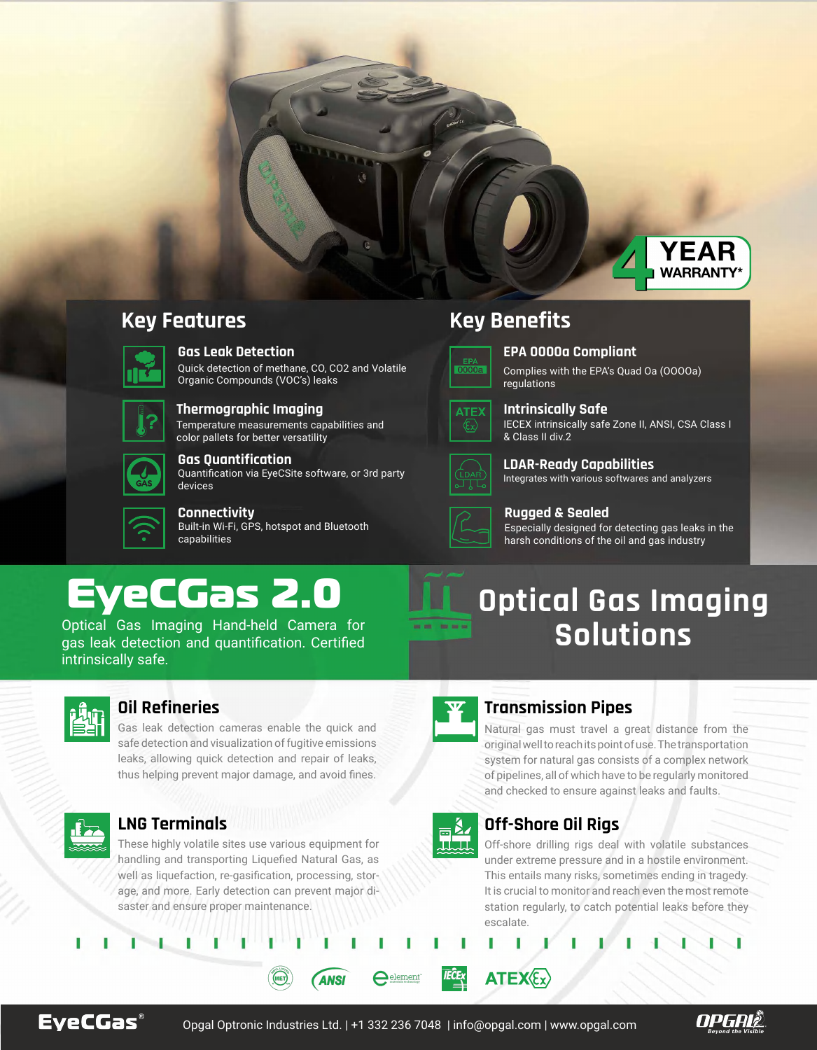**4 YEAR WARRANTY***

## Key Features

### Gas Leak Detection
Quick detection of methane, CO, CO2 and Volatile Organic Compounds (VOC's) leaks

### Thermographic Imaging
Temperature measurements capabilities and color pallets for better versatility

### Gas Quantification
Quantification via EyeCSite software, or 3rd party devices

### Connectivity
Built-in Wi-Fi, GPS, hotspot and Bluetooth capabilities

## Key Benefits

### EPA 0000a Compliant
Complies with the EPA's Quad Oa (0000a) regulations

### Intrinsically Safe
IECEX intrinsically safe Zone II, ANSI, CSA Class I & Class II div.2

### LDAR-Ready Capabilities
Integrates with various softwares and analyzers

### Rugged & Sealed
Especially designed for detecting gas leaks in the harsh conditions of the oil and gas industry

# EyeCGas 2.0

Optical Gas Imaging Hand-held Camera for gas leak detection and quantification. Certified intrinsically safe.

# Optical Gas Imaging Solutions

### Oil Refineries
Gas leak detection cameras enable the quick and safe detection and visualization of fugitive emissions leaks, allowing quick detection and repair of leaks, thus helping prevent major damage, and avoid fines.

### Transmission Pipes
Natural gas must travel a great distance from the original well to reach its point of use. The transportation system for natural gas consists of a complex network of pipelines, all of which have to be regularly monitored and checked to ensure against leaks and faults.

### LNG Terminals
These highly volatile sites use various equipment for handling and transporting Liquefied Natural Gas, as well as liquefaction, re-gasification, processing, storage, and more. Early detection can prevent major disaster and ensure proper maintenance.

### Off-Shore Oil Rigs
Off-shore drilling rigs deal with volatile substances under extreme pressure and in a hostile environment. This entails many risks, sometimes ending in tragedy. It is crucial to monitor and reach even the most remote station regularly, to catch potential leaks before they escalate.

MET | ANSI | element | IECEx | ATEX

EyeCGas® | Opgal Optronic Industries Ltd. | +1 332 236 7048 | info@opgal.com | www.opgal.com | OPGAL Beyond the Visible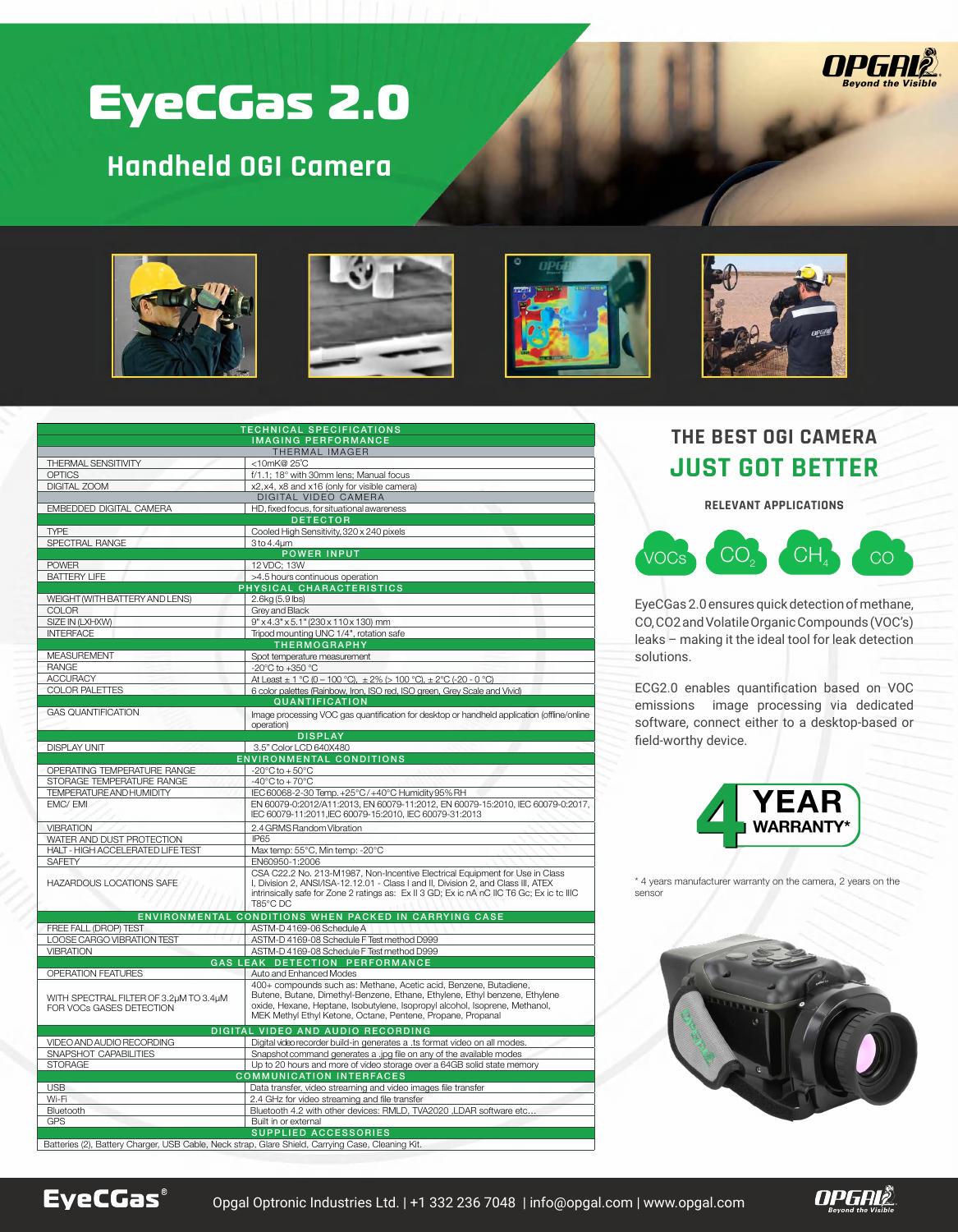# EyeCGas 2.0

## Handheld OGI Camera

| TECHNICAL SPECIFICATIONS | |
|---|---|
| **IMAGING PERFORMANCE** | |
| THERMAL IMAGER | |
| THERMAL SENSITIVITY | <10mK@ 25̊C |
| OPTICS | f/1.1; 18° with 30mm lens; Manual focus |
| DIGITAL ZOOM | x2,x4, x8 and x16 (only for visible camera) |
| DIGITAL VIDEO CAMERA | |
| EMBEDDED DIGITAL CAMERA | HD, fixed focus, for situational awareness |
| **DETECTOR** | |
| TYPE | Cooled High Sensitivity, 320 x 240 pixels |
| SPECTRAL RANGE | 3 to 4.4µm |
| **POWER INPUT** | |
| POWER | 12 VDC; 13W |
| BATTERY LIFE | >4.5 hours continuous operation |
| **PHYSICAL CHARACTERISTICS** | |
| WEIGHT (WITH BATTERY AND LENS) | 2.6kg (5.9 lbs) |
| COLOR | Grey and Black |
| SIZE IN (LXHXW) | 9" x 4.3" x 5.1" (230 x 110 x 130) mm |
| INTERFACE | Tripod mounting UNC 1/4", rotation safe |
| **THERMOGRAPHY** | |
| MEASUREMENT | Spot temperature measurement |
| RANGE | -20°C to +350 °C |
| ACCURACY | At Least ± 1 °C (0 – 100 °C), ± 2% (> 100 °C), ± 2°C (-20 - 0 °C) |
| COLOR PALETTES | 6 color palettes (Rainbow, Iron, ISO red, ISO green, Grey Scale and Vivid) |
| **QUANTIFICATION** | |
| GAS QUANTIFICATION | Image processing VOC gas quantification for desktop or handheld application (offline/online operation) |
| **DISPLAY** | |
| DISPLAY UNIT | 3.5" Color LCD 640X480 |
| **ENVIRONMENTAL CONDITIONS** | |
| OPERATING TEMPERATURE RANGE | -20°C to + 50°C |
| STORAGE TEMPERATURE RANGE | -40°C to + 70°C |
| TEMPERATURE AND HUMIDITY | IEC 60068-2-30 Temp. +25°C / +40°C Humidity 95% RH |
| EMC/ EMI | EN 60079-0:2012/A11:2013, EN 60079-11:2012, EN 60079-15:2010, IEC 60079-0:2017, IEC 60079-11:2011,IEC 60079-15:2010, IEC 60079-31:2013 |
| VIBRATION | 2.4 GRMS Random Vibration |
| WATER AND DUST PROTECTION | IP65 |
| HALT - HIGH ACCELERATED LIFE TEST | Max temp: 55°C, Min temp: -20°C |
| SAFETY | EN60950-1:2006 |
| HAZARDOUS LOCATIONS SAFE | CSA C22.2 No. 213-M1987, Non-Incentive Electrical Equipment for Use in Class I, Division 2, ANSI/ISA-12.12.01 - Class I and II, Division 2, and Class III, ATEX intrinsically safe for Zone 2 ratings as: Ex II 3 GD; Ex ic nA nC IIC T6 Gc; Ex ic tc IIIC T85°C DC |
| **ENVIRONMENTAL CONDITIONS WHEN PACKED IN CARRYING CASE** | |
| FREE FALL (DROP) TEST | ASTM-D 4169-06 Schedule A |
| LOOSE CARGO VIBRATION TEST | ASTM-D 4169-08 Schedule F Test method D999 |
| VIBRATION | ASTM-D 4169-08 Schedule F Test method D999 |
| **GAS LEAK DETECTION PERFORMANCE** | |
| OPERATION FEATURES | Auto and Enhanced Modes |
| WITH SPECTRAL FILTER OF 3.2µM TO 3.4µM FOR VOCs GASES DETECTION | 400+ compounds such as: Methane, Acetic acid, Benzene, Butadiene, Butene, Butane, Dimethyl-Benzene, Ethane, Ethylene, Ethyl benzene, Ethylene oxide, Hexane, Heptane, Isobutylene, Isopropyl alcohol, Isoprene, Methanol, MEK Methyl Ethyl Ketone, Octane, Pentene, Propane, Propanal |
| **DIGITAL VIDEO AND AUDIO RECORDING** | |
| VIDEO AND AUDIO RECORDING | Digital video recorder build-in generates a .ts format video on all modes. |
| SNAPSHOT CAPABILITIES | Snapshot command generates a .jpg file on any of the available modes |
| STORAGE | Up to 20 hours and more of video storage over a 64GB solid state memory |
| **COMMUNICATION INTERFACES** | |
| USB | Data transfer, video streaming and video images file transfer |
| Wi-Fi | 2.4 GHz for video streaming and file transfer |
| Bluetooth | Bluetooth 4.2 with other devices: RMLD, TVA2020 ,LDAR software etc… |
| GPS | Built in or external |
| **SUPPLIED ACCESSORIES** | |
| Batteries (2), Battery Charger, USB Cable, Neck strap, Glare Shield, Carrying Case, Cleaning Kit. | |

## THE BEST OGI CAMERA JUST GOT BETTER

**RELEVANT APPLICATIONS**

VOCs | $CO_2$ | $CH_4$ | CO

EyeCGas 2.0 ensures quick detection of methane, CO, CO2 and Volatile Organic Compounds (VOC's) leaks – making it the ideal tool for leak detection solutions.

ECG2.0 enables quantification based on VOC emissions image processing via dedicated software, connect either to a desktop-based or field-worthy device.

**4 YEAR WARRANTY***

\* 4 years manufacturer warranty on the camera, 2 years on the sensor

EyeCGas®

Opgal Optronic Industries Ltd. | +1 332 236 7048 | info@opgal.com | www.opgal.com